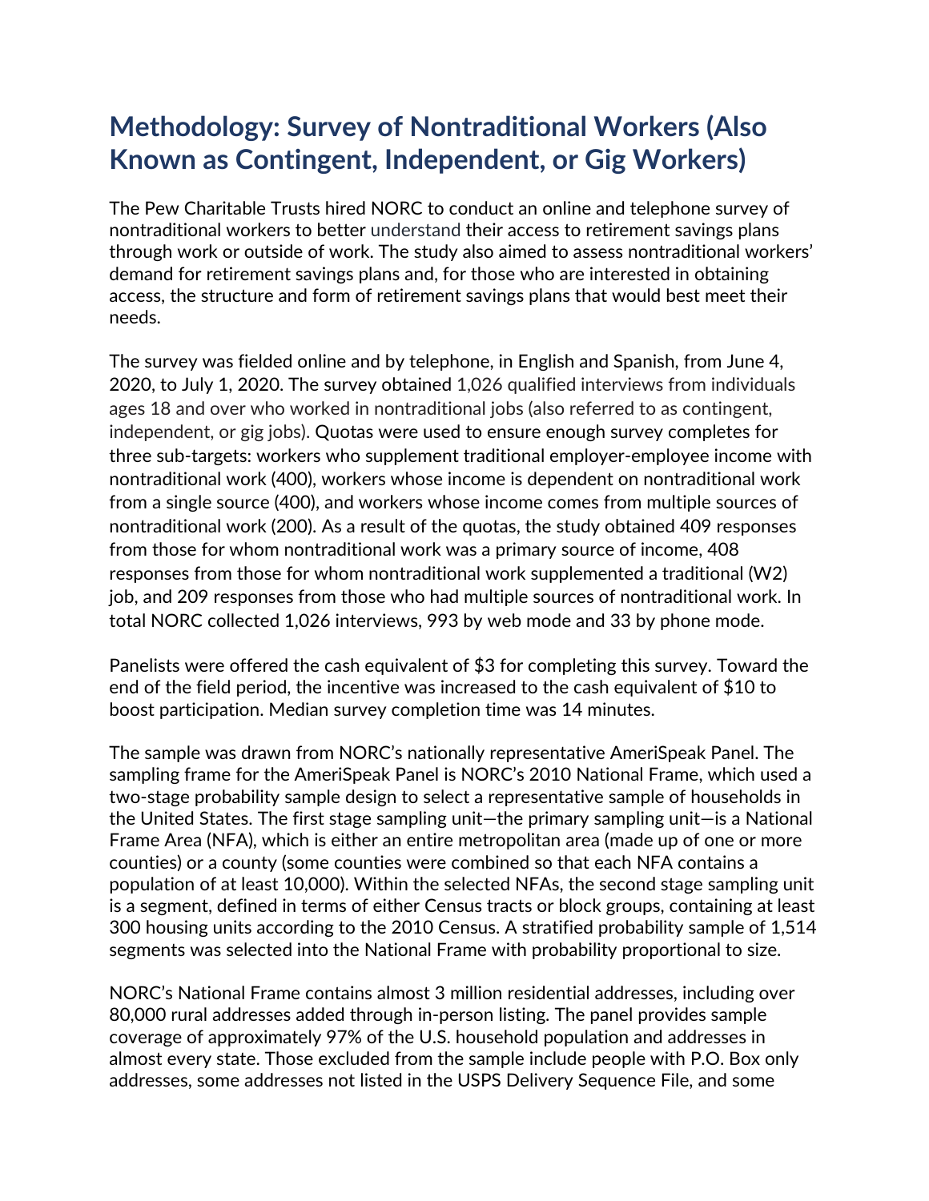# Methodology: Survey of Nontraditional Workers (Also Known as Contingent, Independent, or Gig Workers)

The Pew Charitable Trusts hired NORC to conduct an online and telephone survey of nontraditional workers to better understand their access to retirement savings plans through work or outside of work. The study also aimed to assess nontraditional workers' demand for retirement savings plans and, for those who are interested in obtaining access, the structure and form of retirement savings plans that would best meet their needs.

The survey was fielded online and by telephone, in English and Spanish, from June 4, 2020, to July 1, 2020. The survey obtained 1,026 qualified interviews from individuals ages 18 and over who worked in nontraditional jobs (also referred to as contingent, independent, or gig jobs). Quotas were used to ensure enough survey completes for three sub-targets: workers who supplement traditional employer-employee income with nontraditional work (400), workers whose income is dependent on nontraditional work from a single source (400), and workers whose income comes from multiple sources of nontraditional work (200). As a result of the quotas, the study obtained 409 responses from those for whom nontraditional work was a primary source of income, 408 responses from those for whom nontraditional work supplemented a traditional (W2) job, and 209 responses from those who had multiple sources of nontraditional work. In total NORC collected 1,026 interviews, 993 by web mode and 33 by phone mode.

Panelists were offered the cash equivalent of $3 for completing this survey. Toward the end of the field period, the incentive was increased to the cash equivalent of $10 to boost participation. Median survey completion time was 14 minutes.

The sample was drawn from NORC's nationally representative AmeriSpeak Panel. The sampling frame for the AmeriSpeak Panel is NORC's 2010 National Frame, which used a two-stage probability sample design to select a representative sample of households in the United States. The first stage sampling unit—the primary sampling unit—is a National Frame Area (NFA), which is either an entire metropolitan area (made up of one or more counties) or a county (some counties were combined so that each NFA contains a population of at least 10,000). Within the selected NFAs, the second stage sampling unit is a segment, defined in terms of either Census tracts or block groups, containing at least 300 housing units according to the 2010 Census. A stratified probability sample of 1,514 segments was selected into the National Frame with probability proportional to size.

NORC's National Frame contains almost 3 million residential addresses, including over 80,000 rural addresses added through in-person listing. The panel provides sample coverage of approximately 97% of the U.S. household population and addresses in almost every state. Those excluded from the sample include people with P.O. Box only addresses, some addresses not listed in the USPS Delivery Sequence File, and some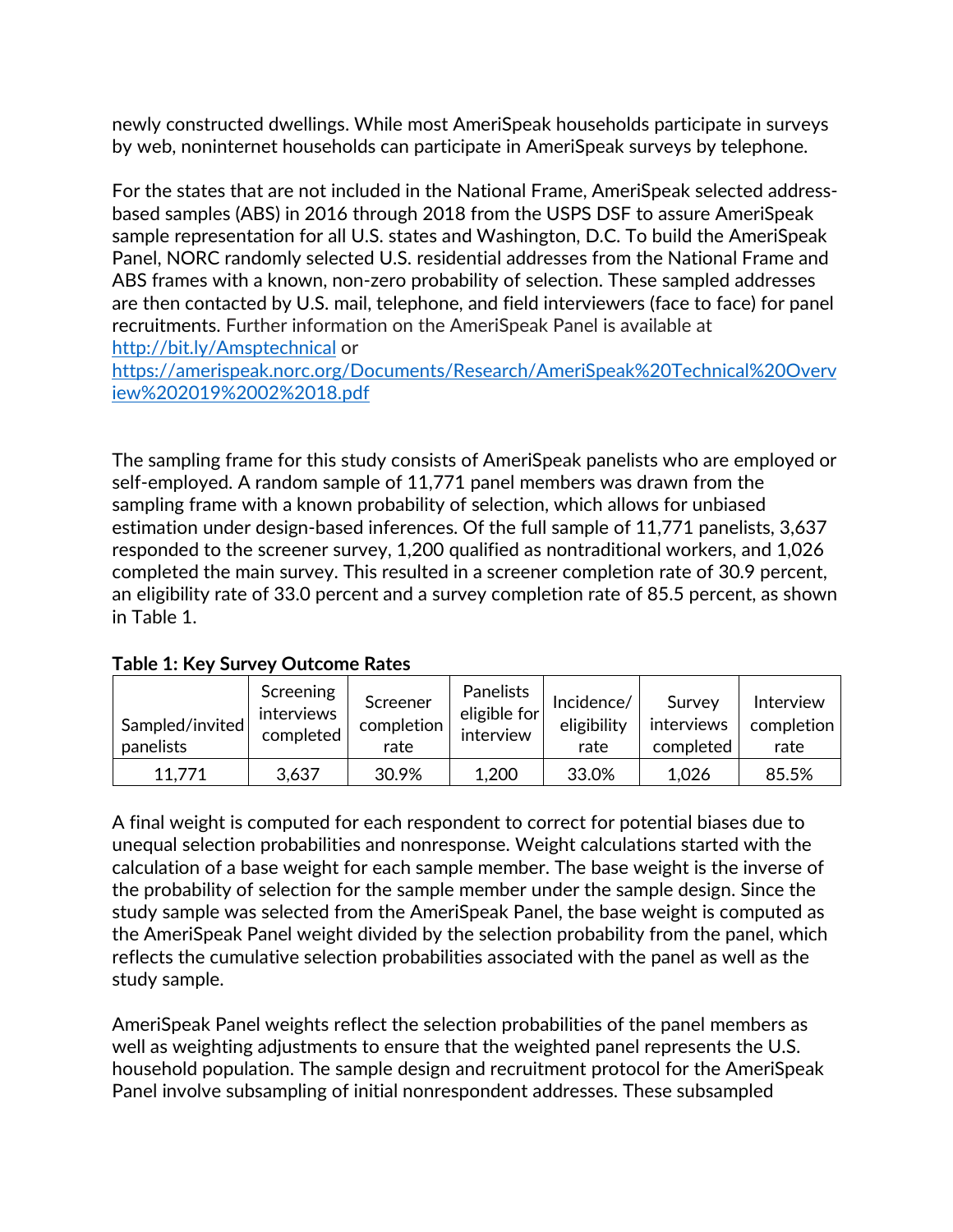newly constructed dwellings. While most AmeriSpeak households participate in surveys by web, noninternet households can participate in AmeriSpeak surveys by telephone.

For the states that are not included in the National Frame, AmeriSpeak selected address-based samples (ABS) in 2016 through 2018 from the USPS DSF to assure AmeriSpeak sample representation for all U.S. states and Washington, D.C. To build the AmeriSpeak Panel, NORC randomly selected U.S. residential addresses from the National Frame and ABS frames with a known, non-zero probability of selection. These sampled addresses are then contacted by U.S. mail, telephone, and field interviewers (face to face) for panel recruitments. Further information on the AmeriSpeak Panel is available at http://bit.ly/Amsptechnical or https://amerispeak.norc.org/Documents/Research/AmeriSpeak%20Technical%20Overview%202019%2002%2018.pdf

The sampling frame for this study consists of AmeriSpeak panelists who are employed or self-employed. A random sample of 11,771 panel members was drawn from the sampling frame with a known probability of selection, which allows for unbiased estimation under design-based inferences. Of the full sample of 11,771 panelists, 3,637 responded to the screener survey, 1,200 qualified as nontraditional workers, and 1,026 completed the main survey. This resulted in a screener completion rate of 30.9 percent, an eligibility rate of 33.0 percent and a survey completion rate of 85.5 percent, as shown in Table 1.

**Table 1: Key Survey Outcome Rates**

| Sampled/invited panelists | Screening interviews completed | Screener completion rate | Panelists eligible for interview | Incidence/ eligibility rate | Survey interviews completed | Interview completion rate |
|---|---|---|---|---|---|---|
| 11,771 | 3,637 | 30.9% | 1,200 | 33.0% | 1,026 | 85.5% |

A final weight is computed for each respondent to correct for potential biases due to unequal selection probabilities and nonresponse. Weight calculations started with the calculation of a base weight for each sample member. The base weight is the inverse of the probability of selection for the sample member under the sample design. Since the study sample was selected from the AmeriSpeak Panel, the base weight is computed as the AmeriSpeak Panel weight divided by the selection probability from the panel, which reflects the cumulative selection probabilities associated with the panel as well as the study sample.

AmeriSpeak Panel weights reflect the selection probabilities of the panel members as well as weighting adjustments to ensure that the weighted panel represents the U.S. household population. The sample design and recruitment protocol for the AmeriSpeak Panel involve subsampling of initial nonrespondent addresses. These subsampled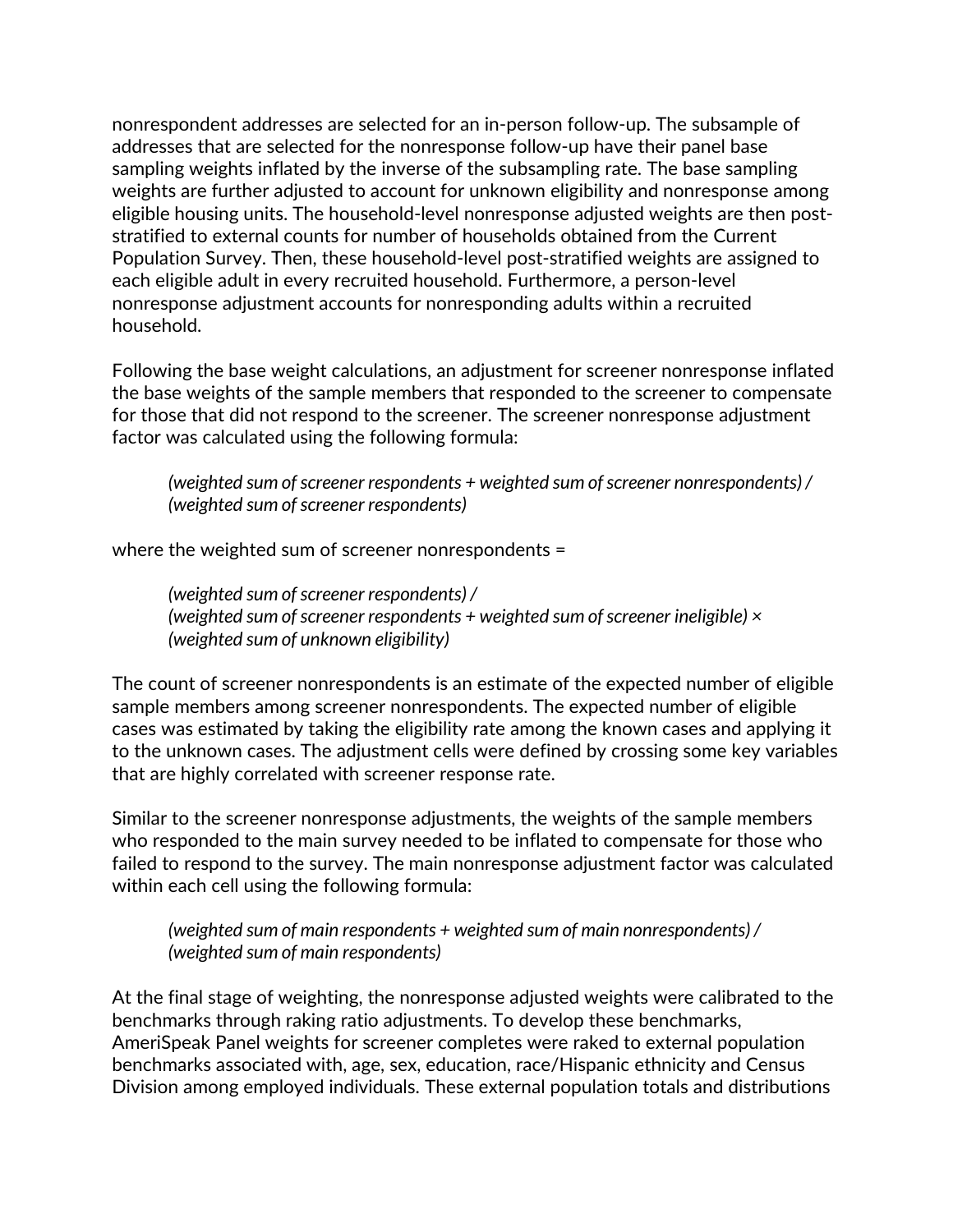nonrespondent addresses are selected for an in-person follow-up. The subsample of addresses that are selected for the nonresponse follow-up have their panel base sampling weights inflated by the inverse of the subsampling rate. The base sampling weights are further adjusted to account for unknown eligibility and nonresponse among eligible housing units. The household-level nonresponse adjusted weights are then post-stratified to external counts for number of households obtained from the Current Population Survey. Then, these household-level post-stratified weights are assigned to each eligible adult in every recruited household. Furthermore, a person-level nonresponse adjustment accounts for nonresponding adults within a recruited household.

Following the base weight calculations, an adjustment for screener nonresponse inflated the base weights of the sample members that responded to the screener to compensate for those that did not respond to the screener. The screener nonresponse adjustment factor was calculated using the following formula:

> *(weighted sum of screener respondents + weighted sum of screener nonrespondents) / (weighted sum of screener respondents)*

where the weighted sum of screener nonrespondents =

> *(weighted sum of screener respondents) /*
> *(weighted sum of screener respondents + weighted sum of screener ineligible) ×*
> *(weighted sum of unknown eligibility)*

The count of screener nonrespondents is an estimate of the expected number of eligible sample members among screener nonrespondents. The expected number of eligible cases was estimated by taking the eligibility rate among the known cases and applying it to the unknown cases. The adjustment cells were defined by crossing some key variables that are highly correlated with screener response rate.

Similar to the screener nonresponse adjustments, the weights of the sample members who responded to the main survey needed to be inflated to compensate for those who failed to respond to the survey. The main nonresponse adjustment factor was calculated within each cell using the following formula:

> *(weighted sum of main respondents + weighted sum of main nonrespondents) / (weighted sum of main respondents)*

At the final stage of weighting, the nonresponse adjusted weights were calibrated to the benchmarks through raking ratio adjustments. To develop these benchmarks, AmeriSpeak Panel weights for screener completes were raked to external population benchmarks associated with, age, sex, education, race/Hispanic ethnicity and Census Division among employed individuals. These external population totals and distributions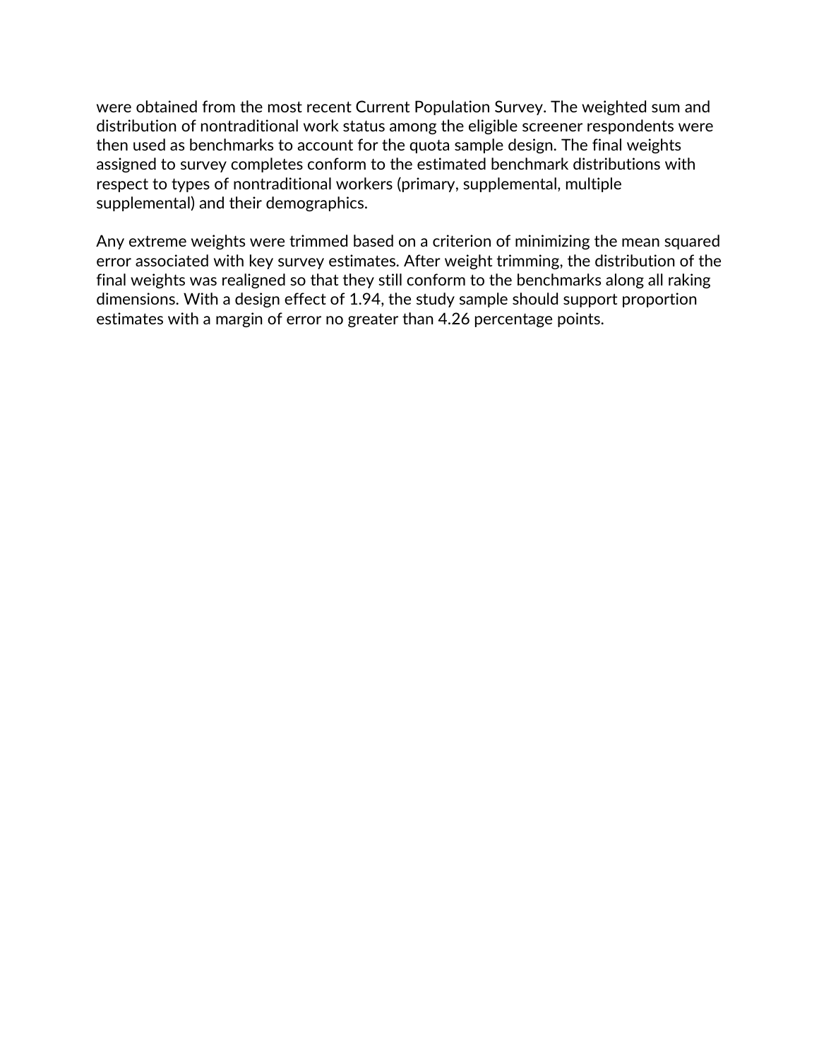were obtained from the most recent Current Population Survey. The weighted sum and distribution of nontraditional work status among the eligible screener respondents were then used as benchmarks to account for the quota sample design. The final weights assigned to survey completes conform to the estimated benchmark distributions with respect to types of nontraditional workers (primary, supplemental, multiple supplemental) and their demographics.

Any extreme weights were trimmed based on a criterion of minimizing the mean squared error associated with key survey estimates. After weight trimming, the distribution of the final weights was realigned so that they still conform to the benchmarks along all raking dimensions. With a design effect of 1.94, the study sample should support proportion estimates with a margin of error no greater than 4.26 percentage points.